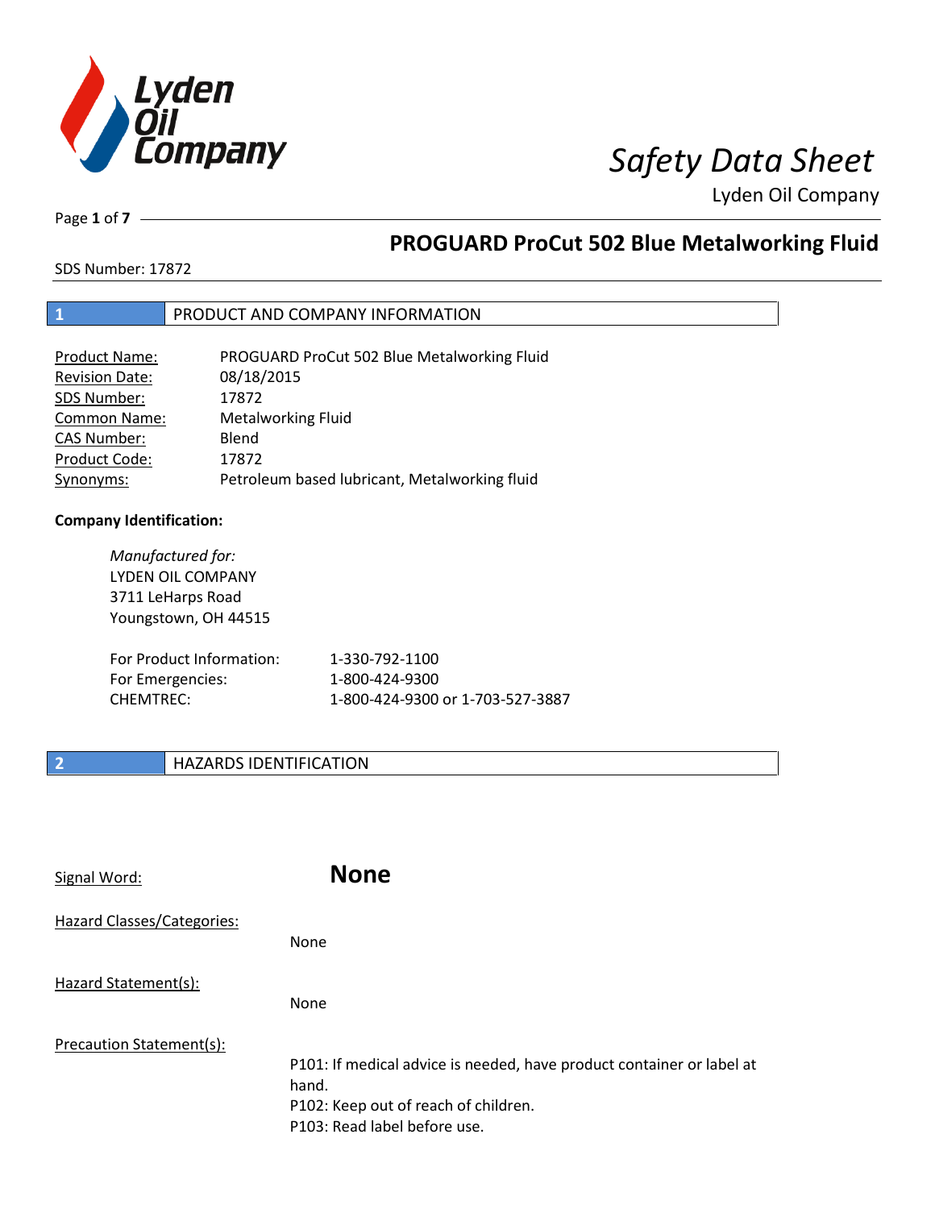# PROGUARD ProCut 502 Blue Metalworking Fluid

SDS Number: 17872

## 1 PRODUCT AND COMPANY INFORMATION

| | |
|---|---|
| Product Name: | PROGUARD ProCut 502 Blue Metalworking Fluid |
| Revision Date: | 08/18/2015 |
| SDS Number: | 17872 |
| Common Name: | Metalworking Fluid |
| CAS Number: | Blend |
| Product Code: | 17872 |
| Synonyms: | Petroleum based lubricant, Metalworking fluid |

**Company Identification:**

*Manufactured for:*
LYDEN OIL COMPANY
3711 LeHarps Road
Youngstown, OH 44515

| | |
|---|---|
| For Product Information: | 1-330-792-1100 |
| For Emergencies: | 1-800-424-9300 |
| CHEMTREC: | 1-800-424-9300 or 1-703-527-3887 |

## 2 HAZARDS IDENTIFICATION

Signal Word: **None**

Hazard Classes/Categories:

None

Hazard Statement(s):

None

Precaution Statement(s):

P101: If medical advice is needed, have product container or label at hand.
P102: Keep out of reach of children.
P103: Read label before use.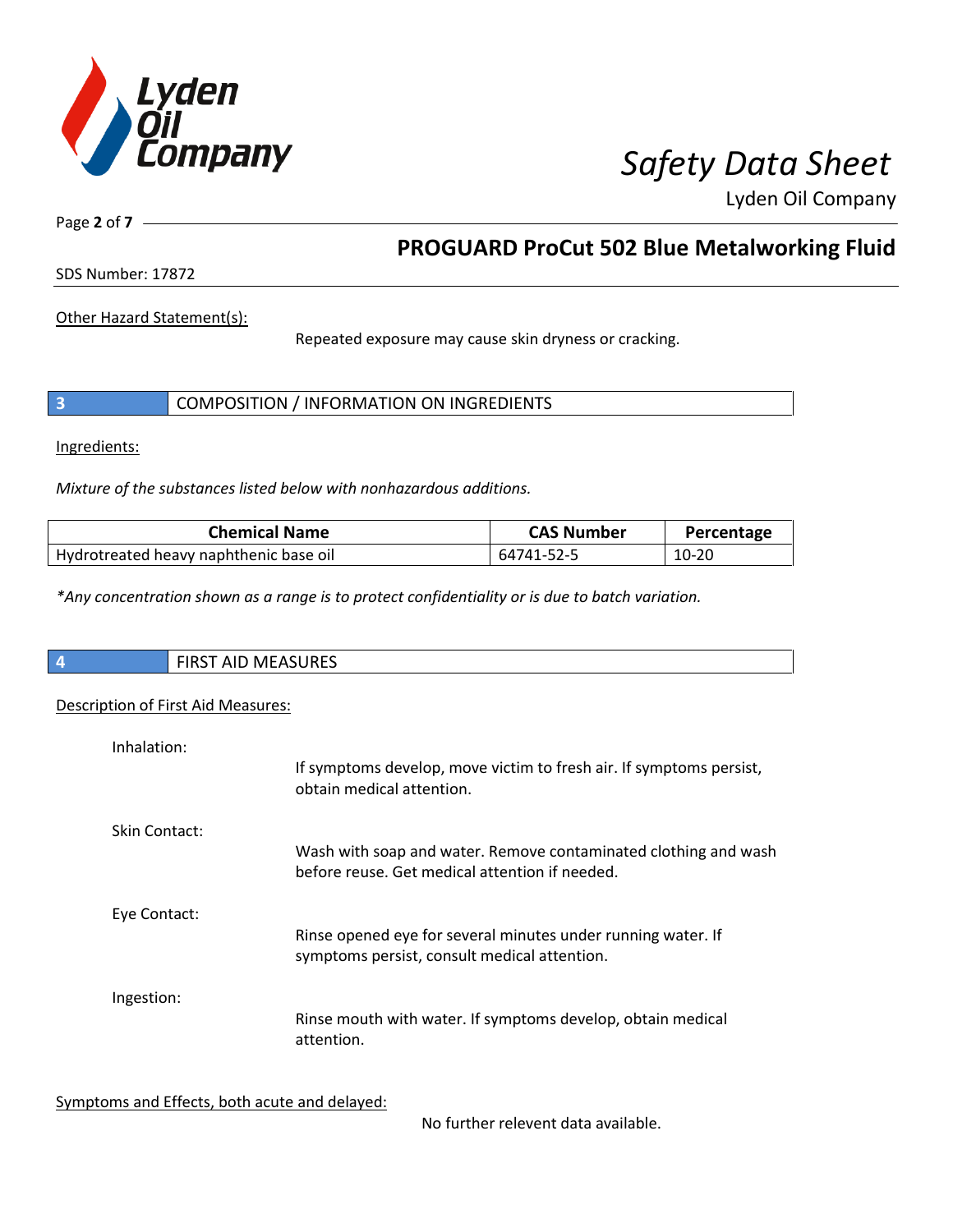Other Hazard Statement(s):

Repeated exposure may cause skin dryness or cracking.

## 3 COMPOSITION / INFORMATION ON INGREDIENTS

Ingredients:

*Mixture of the substances listed below with nonhazardous additions.*

| Chemical Name | CAS Number | Percentage |
|---|---|---|
| Hydrotreated heavy naphthenic base oil | 64741-52-5 | 10-20 |

*\*Any concentration shown as a range is to protect confidentiality or is due to batch variation.*

## 4 FIRST AID MEASURES

Description of First Aid Measures:

Inhalation:

If symptoms develop, move victim to fresh air. If symptoms persist, obtain medical attention.

Skin Contact:

Wash with soap and water. Remove contaminated clothing and wash before reuse. Get medical attention if needed.

Eye Contact:

Rinse opened eye for several minutes under running water. If symptoms persist, consult medical attention.

Ingestion:

Rinse mouth with water. If symptoms develop, obtain medical attention.

Symptoms and Effects, both acute and delayed:

No further relevent data available.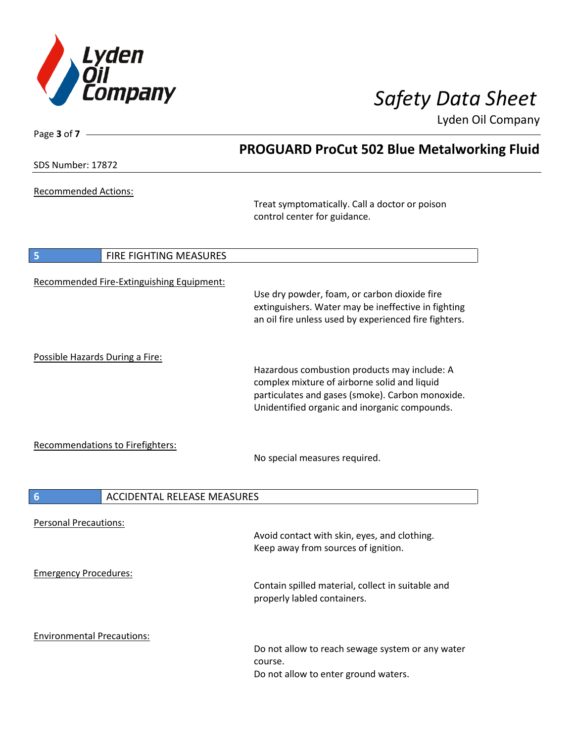Recommended Actions:

Treat symptomatically. Call a doctor or poison control center for guidance.

## 5 FIRE FIGHTING MEASURES

Recommended Fire-Extinguishing Equipment:

Use dry powder, foam, or carbon dioxide fire extinguishers. Water may be ineffective in fighting an oil fire unless used by experienced fire fighters.

Possible Hazards During a Fire:

Hazardous combustion products may include: A complex mixture of airborne solid and liquid particulates and gases (smoke). Carbon monoxide. Unidentified organic and inorganic compounds.

Recommendations to Firefighters:

No special measures required.

## 6 ACCIDENTAL RELEASE MEASURES

Personal Precautions:

Avoid contact with skin, eyes, and clothing.
Keep away from sources of ignition.

Emergency Procedures:

Contain spilled material, collect in suitable and properly labled containers.

Environmental Precautions:

Do not allow to reach sewage system or any water course.
Do not allow to enter ground waters.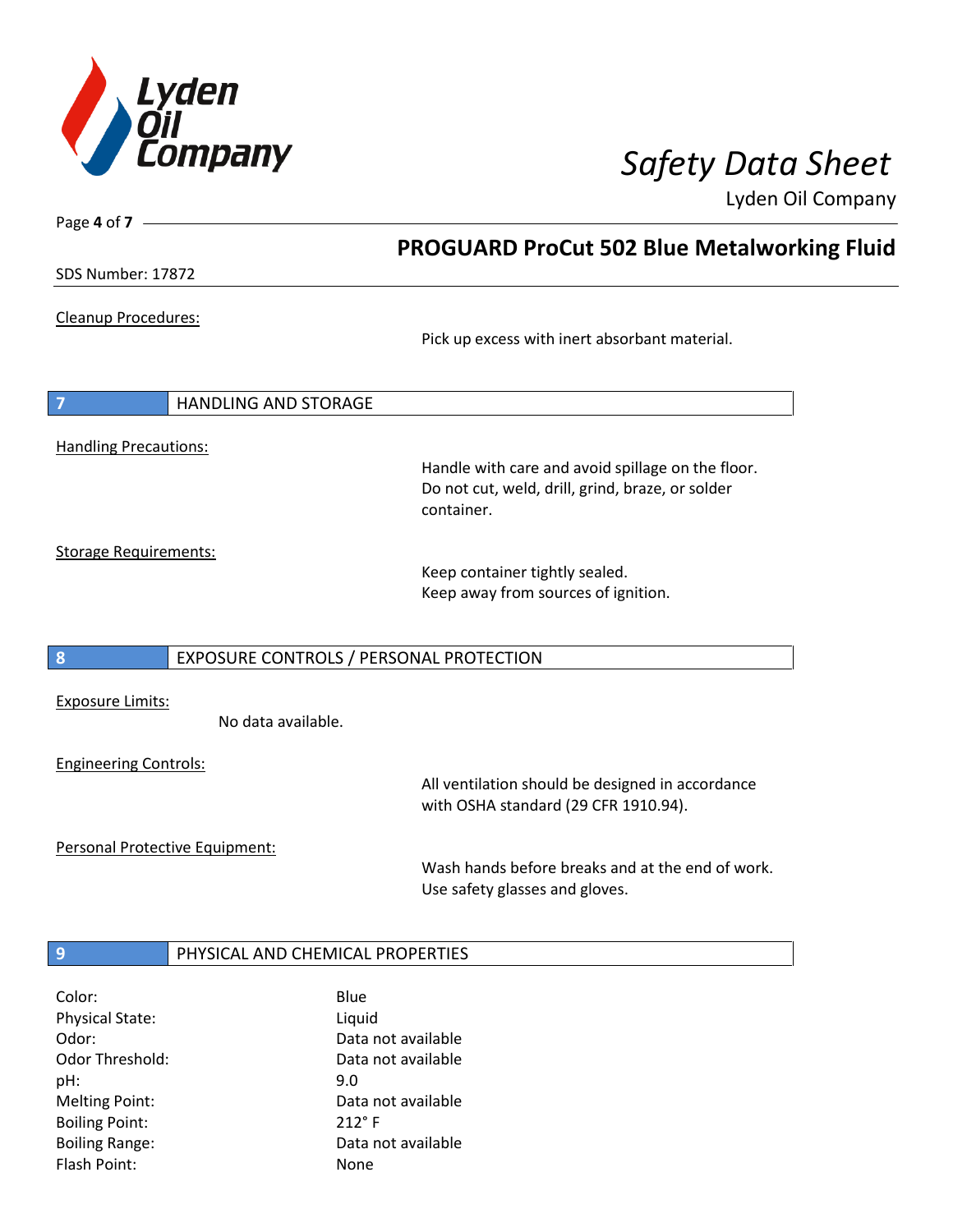Cleanup Procedures:

Pick up excess with inert absorbant material.

## 7 HANDLING AND STORAGE

Handling Precautions:

Handle with care and avoid spillage on the floor.
Do not cut, weld, drill, grind, braze, or solder container.

Storage Requirements:

Keep container tightly sealed.
Keep away from sources of ignition.

## 8 EXPOSURE CONTROLS / PERSONAL PROTECTION

Exposure Limits:

No data available.

Engineering Controls:

All ventilation should be designed in accordance with OSHA standard (29 CFR 1910.94).

Personal Protective Equipment:

Wash hands before breaks and at the end of work.
Use safety glasses and gloves.

## 9 PHYSICAL AND CHEMICAL PROPERTIES

| | |
|---|---|
| Color: | Blue |
| Physical State: | Liquid |
| Odor: | Data not available |
| Odor Threshold: | Data not available |
| pH: | 9.0 |
| Melting Point: | Data not available |
| Boiling Point: | 212° F |
| Boiling Range: | Data not available |
| Flash Point: | None |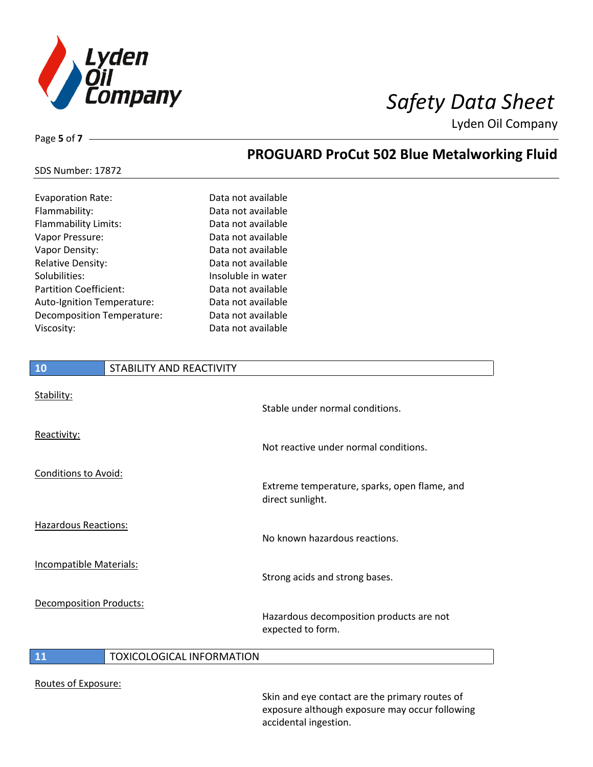| | |
|---|---|
| Evaporation Rate: | Data not available |
| Flammability: | Data not available |
| Flammability Limits: | Data not available |
| Vapor Pressure: | Data not available |
| Vapor Density: | Data not available |
| Relative Density: | Data not available |
| Solubilities: | Insoluble in water |
| Partition Coefficient: | Data not available |
| Auto-Ignition Temperature: | Data not available |
| Decomposition Temperature: | Data not available |
| Viscosity: | Data not available |

## 10 STABILITY AND REACTIVITY

Stability:

Stable under normal conditions.

Reactivity:

Not reactive under normal conditions.

Conditions to Avoid:

Extreme temperature, sparks, open flame, and direct sunlight.

Hazardous Reactions:

No known hazardous reactions.

Incompatible Materials:

Strong acids and strong bases.

Decomposition Products:

Hazardous decomposition products are not expected to form.

## 11 TOXICOLOGICAL INFORMATION

Routes of Exposure:

Skin and eye contact are the primary routes of exposure although exposure may occur following accidental ingestion.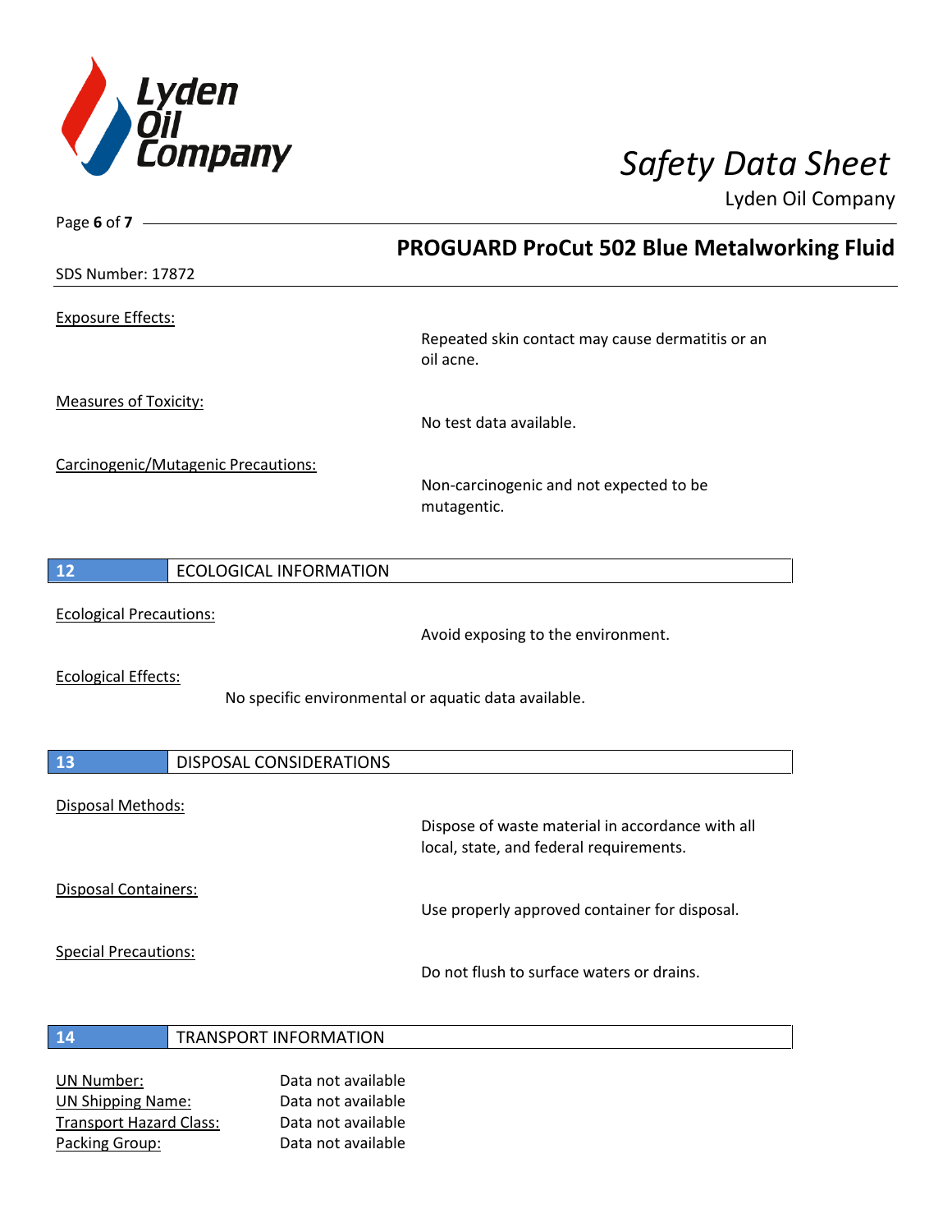Exposure Effects:

Repeated skin contact may cause dermatitis or an oil acne.

Measures of Toxicity:

No test data available.

Carcinogenic/Mutagenic Precautions:

Non-carcinogenic and not expected to be mutagentic.

## 12 ECOLOGICAL INFORMATION

Ecological Precautions:

Avoid exposing to the environment.

Ecological Effects:

No specific environmental or aquatic data available.

## 13 DISPOSAL CONSIDERATIONS

Disposal Methods:

Dispose of waste material in accordance with all local, state, and federal requirements.

Disposal Containers:

Use properly approved container for disposal.

Special Precautions:

Do not flush to surface waters or drains.

## 14 TRANSPORT INFORMATION

| | |
|---|---|
| UN Number: | Data not available |
| UN Shipping Name: | Data not available |
| Transport Hazard Class: | Data not available |
| Packing Group: | Data not available |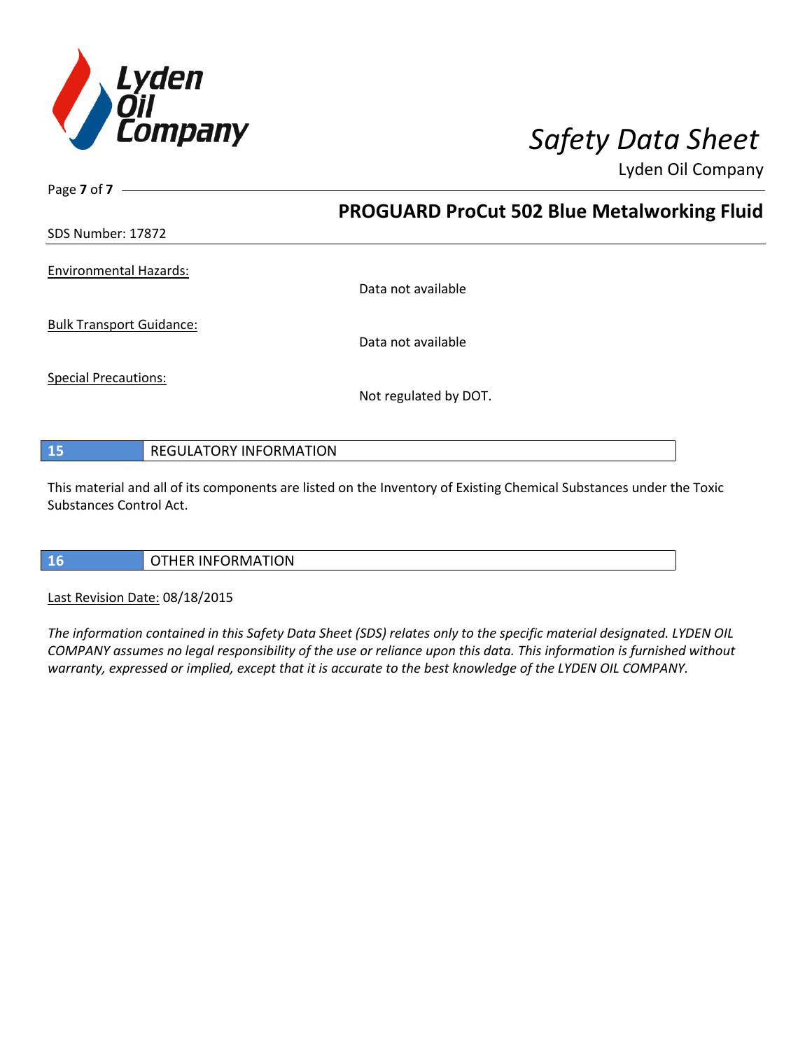Environmental Hazards:

Data not available

Bulk Transport Guidance:

Data not available

Special Precautions:

Not regulated by DOT.

## 15 REGULATORY INFORMATION

This material and all of its components are listed on the Inventory of Existing Chemical Substances under the Toxic Substances Control Act.

## 16 OTHER INFORMATION

Last Revision Date: 08/18/2015

*The information contained in this Safety Data Sheet (SDS) relates only to the specific material designated. LYDEN OIL COMPANY assumes no legal responsibility of the use or reliance upon this data. This information is furnished without warranty, expressed or implied, except that it is accurate to the best knowledge of the LYDEN OIL COMPANY.*